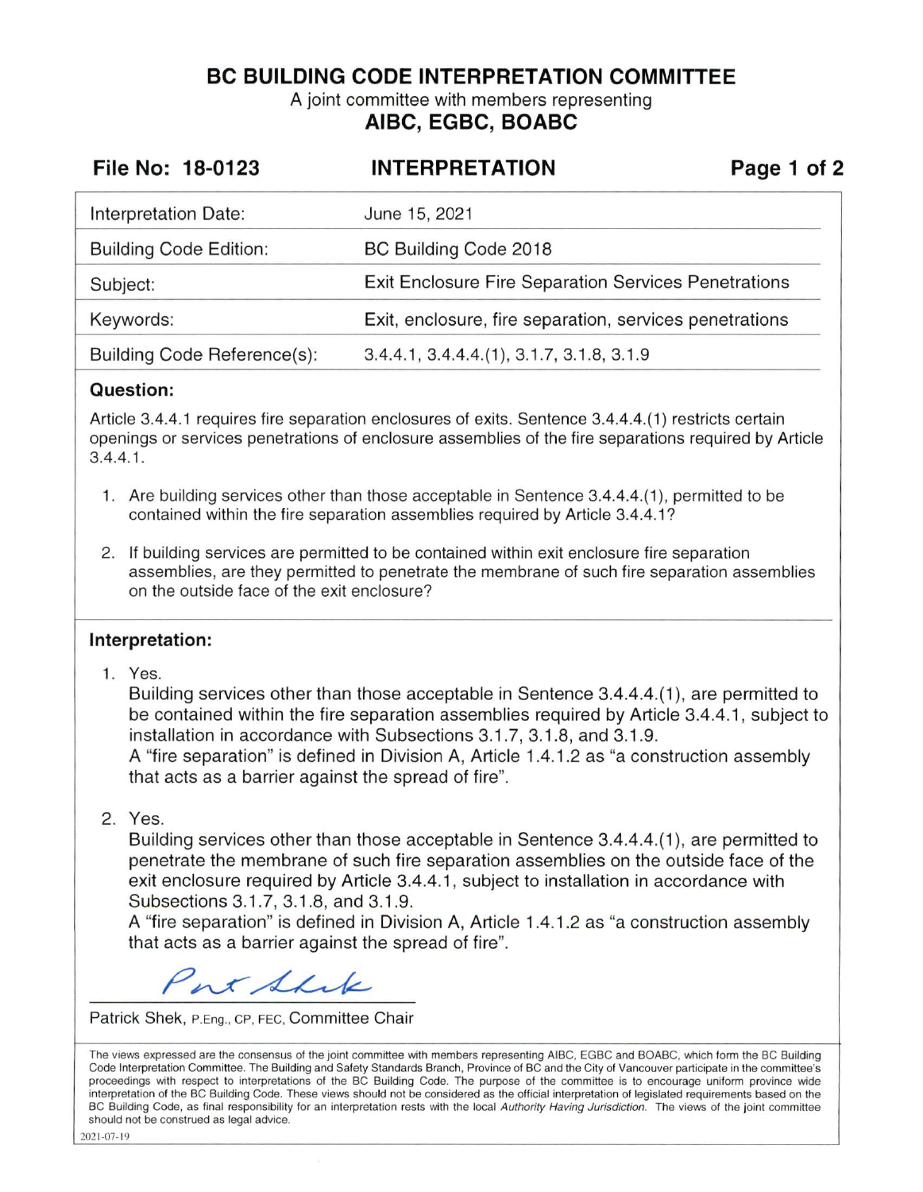# BC BUILDING CODE INTERPRETATION COMMITTEE

A joint committee with members representing

**AIBC, EGBC, BOABC**

**File No: 18-0123** **INTERPRETATION**

| | |
|---|---|
| Interpretation Date: | June 15, 2021 |
| Building Code Edition: | BC Building Code 2018 |
| Subject: | Exit Enclosure Fire Separation Services Penetrations |
| Keywords: | Exit, enclosure, fire separation, services penetrations |
| Building Code Reference(s): | 3.4.4.1, 3.4.4.4.(1), 3.1.7, 3.1.8, 3.1.9 |

## Question:

Article 3.4.4.1 requires fire separation enclosures of exits. Sentence 3.4.4.4.(1) restricts certain openings or services penetrations of enclosure assemblies of the fire separations required by Article 3.4.4.1.

1. Are building services other than those acceptable in Sentence 3.4.4.4.(1), permitted to be contained within the fire separation assemblies required by Article 3.4.4.1?
2. If building services are permitted to be contained within exit enclosure fire separation assemblies, are they permitted to penetrate the membrane of such fire separation assemblies on the outside face of the exit enclosure?

## Interpretation:

1. Yes.
   Building services other than those acceptable in Sentence 3.4.4.4.(1), are permitted to be contained within the fire separation assemblies required by Article 3.4.4.1, subject to installation in accordance with Subsections 3.1.7, 3.1.8, and 3.1.9.
   A "fire separation" is defined in Division A, Article 1.4.1.2 as "a construction assembly that acts as a barrier against the spread of fire".

2. Yes.
   Building services other than those acceptable in Sentence 3.4.4.4.(1), are permitted to penetrate the membrane of such fire separation assemblies on the outside face of the exit enclosure required by Article 3.4.4.1, subject to installation in accordance with Subsections 3.1.7, 3.1.8, and 3.1.9.
   A "fire separation" is defined in Division A, Article 1.4.1.2 as "a construction assembly that acts as a barrier against the spread of fire".

Patrick Shek, P.Eng., CP, FEC, Committee Chair

The views expressed are the consensus of the joint committee with members representing AIBC, EGBC and BOABC, which form the BC Building Code Interpretation Committee. The Building and Safety Standards Branch, Province of BC and the City of Vancouver participate in the committee's proceedings with respect to interpretations of the BC Building Code. The purpose of the committee is to encourage uniform province wide interpretation of the BC Building Code. These views should not be considered as the official interpretation of legislated requirements based on the BC Building Code, as final responsibility for an interpretation rests with the local *Authority Having Jurisdiction*. The views of the joint committee should not be construed as legal advice.

2021-07-19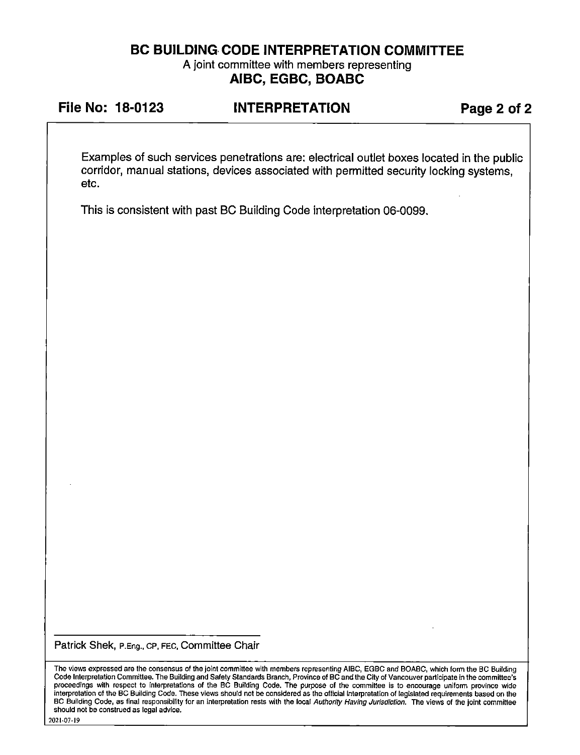Examples of such services penetrations are: electrical outlet boxes located in the public corridor, manual stations, devices associated with permitted security locking systems, etc.

This is consistent with past BC Building Code interpretation 06-0099.

Patrick Shek, P.Eng., CP, FEC, Committee Chair

The views expressed are the consensus of the joint committee with members representing AIBC, EGBC and BOABC, which form the BC Building Code Interpretation Committee. The Building and Safety Standards Branch, Province of BC and the City of Vancouver participate in the committee's proceedings with respect to interpretations of the BC Building Code. The purpose of the committee is to encourage uniform province wide interpretation of the BC Building Code. These views should not be considered as the official interpretation of legislated requirements based on the BC Building Code, as final responsibility for an interpretation rests with the local *Authority Having Jurisdiction*. The views of the joint committee should not be construed as legal advice.

2021-07-19